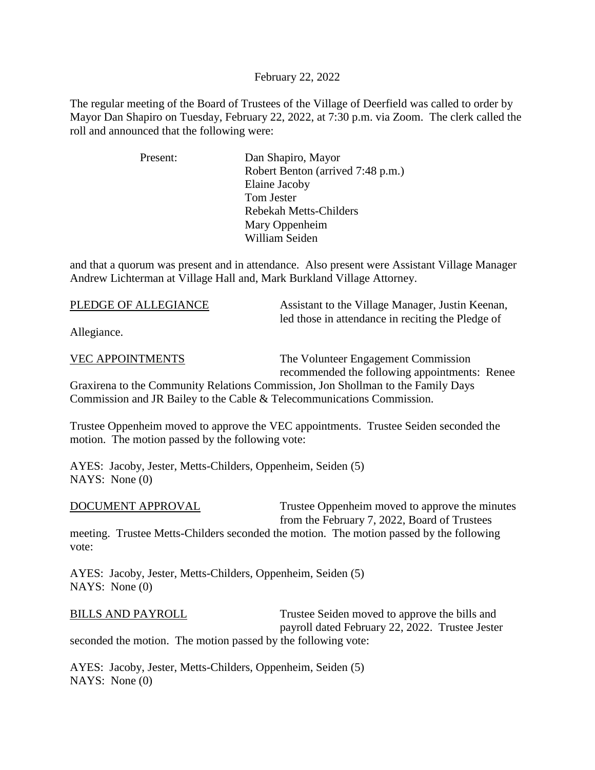February 22, 2022

The regular meeting of the Board of Trustees of the Village of Deerfield was called to order by Mayor Dan Shapiro on Tuesday, February 22, 2022, at 7:30 p.m. via Zoom. The clerk called the roll and announced that the following were:

Present:
- Dan Shapiro, Mayor
- Robert Benton (arrived 7:48 p.m.)
- Elaine Jacoby
- Tom Jester
- Rebekah Metts-Childers
- Mary Oppenheim
- William Seiden

and that a quorum was present and in attendance. Also present were Assistant Village Manager Andrew Lichterman at Village Hall and, Mark Burkland Village Attorney.

<u>PLEDGE OF ALLEGIANCE</u> Assistant to the Village Manager, Justin Keenan, led those in attendance in reciting the Pledge of Allegiance.

<u>VEC APPOINTMENTS</u> The Volunteer Engagement Commission recommended the following appointments: Renee Graxirena to the Community Relations Commission, Jon Shollman to the Family Days Commission and JR Bailey to the Cable & Telecommunications Commission.

Trustee Oppenheim moved to approve the VEC appointments. Trustee Seiden seconded the motion. The motion passed by the following vote:

AYES: Jacoby, Jester, Metts-Childers, Oppenheim, Seiden (5)
NAYS: None (0)

<u>DOCUMENT APPROVAL</u> Trustee Oppenheim moved to approve the minutes from the February 7, 2022, Board of Trustees meeting. Trustee Metts-Childers seconded the motion. The motion passed by the following vote:

AYES: Jacoby, Jester, Metts-Childers, Oppenheim, Seiden (5)
NAYS: None (0)

<u>BILLS AND PAYROLL</u> Trustee Seiden moved to approve the bills and payroll dated February 22, 2022. Trustee Jester seconded the motion. The motion passed by the following vote:

AYES: Jacoby, Jester, Metts-Childers, Oppenheim, Seiden (5)
NAYS: None (0)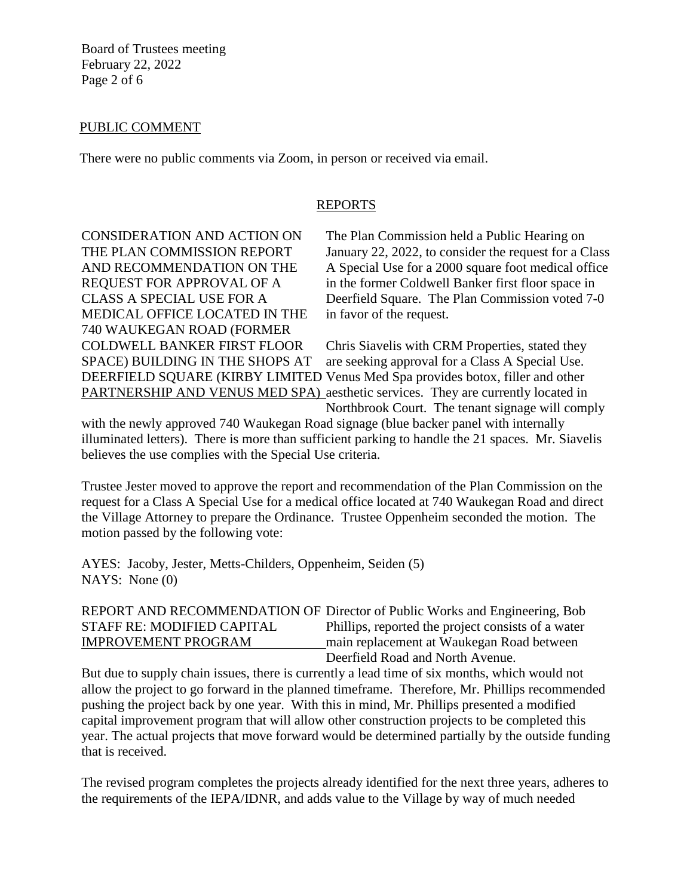## PUBLIC COMMENT

There were no public comments via Zoom, in person or received via email.

## REPORTS

**CONSIDERATION AND ACTION ON THE PLAN COMMISSION REPORT AND RECOMMENDATION ON THE REQUEST FOR APPROVAL OF A CLASS A SPECIAL USE FOR A MEDICAL OFFICE LOCATED IN THE 740 WAUKEGAN ROAD (FORMER COLDWELL BANKER FIRST FLOOR SPACE) BUILDING IN THE SHOPS AT DEERFIELD SQUARE (KIRBY LIMITED PARTNERSHIP AND VENUS MED SPA)**

The Plan Commission held a Public Hearing on January 22, 2022, to consider the request for a Class A Special Use for a 2000 square foot medical office in the former Coldwell Banker first floor space in Deerfield Square. The Plan Commission voted 7-0 in favor of the request.

Chris Siavelis with CRM Properties, stated they are seeking approval for a Class A Special Use. Venus Med Spa provides botox, filler and other aesthetic services. They are currently located in Northbrook Court. The tenant signage will comply with the newly approved 740 Waukegan Road signage (blue backer panel with internally illuminated letters). There is more than sufficient parking to handle the 21 spaces. Mr. Siavelis believes the use complies with the Special Use criteria.

Trustee Jester moved to approve the report and recommendation of the Plan Commission on the request for a Class A Special Use for a medical office located at 740 Waukegan Road and direct the Village Attorney to prepare the Ordinance. Trustee Oppenheim seconded the motion. The motion passed by the following vote:

AYES: Jacoby, Jester, Metts-Childers, Oppenheim, Seiden (5)
NAYS: None (0)

**REPORT AND RECOMMENDATION OF STAFF RE: MODIFIED CAPITAL IMPROVEMENT PROGRAM**

Director of Public Works and Engineering, Bob Phillips, reported the project consists of a water main replacement at Waukegan Road between Deerfield Road and North Avenue. But due to supply chain issues, there is currently a lead time of six months, which would not allow the project to go forward in the planned timeframe. Therefore, Mr. Phillips recommended pushing the project back by one year. With this in mind, Mr. Phillips presented a modified capital improvement program that will allow other construction projects to be completed this year. The actual projects that move forward would be determined partially by the outside funding that is received.

The revised program completes the projects already identified for the next three years, adheres to the requirements of the IEPA/IDNR, and adds value to the Village by way of much needed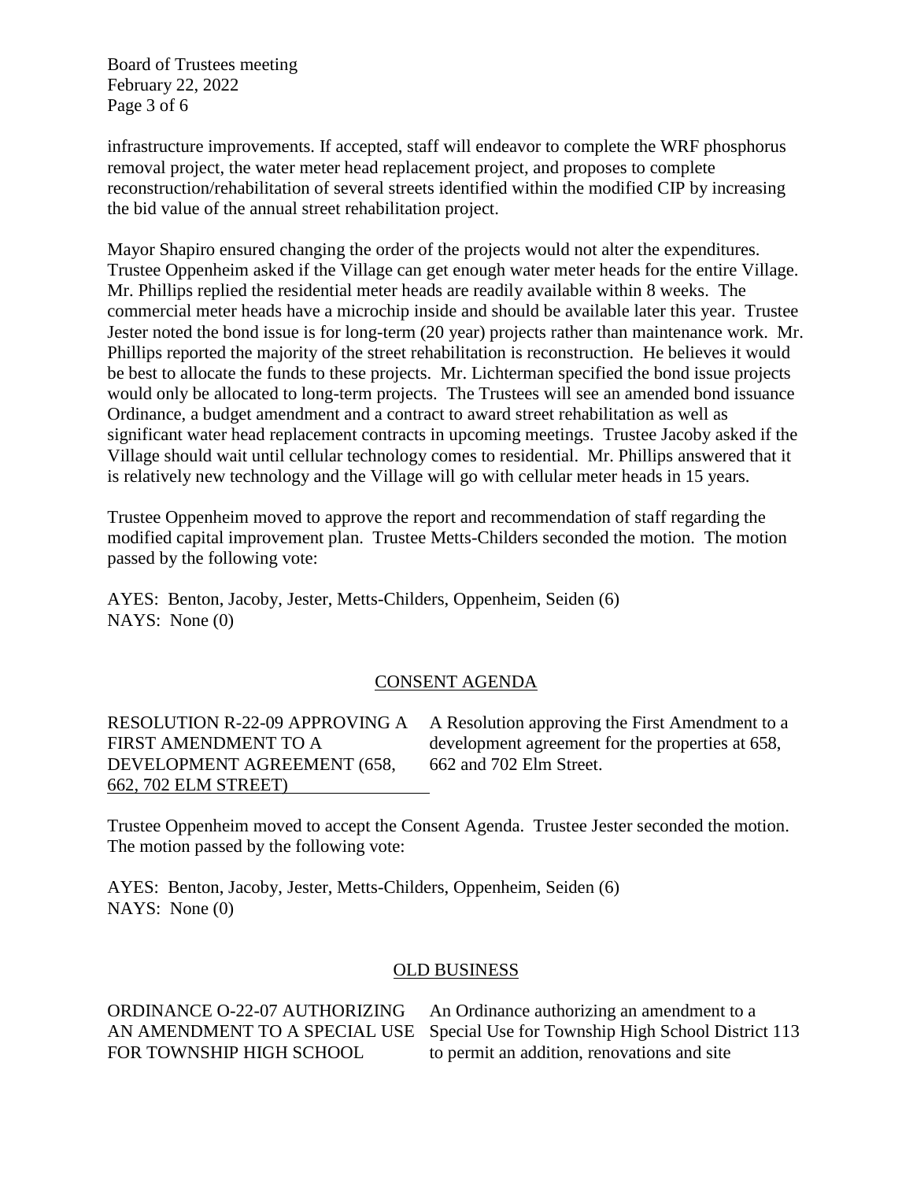infrastructure improvements. If accepted, staff will endeavor to complete the WRF phosphorus removal project, the water meter head replacement project, and proposes to complete reconstruction/rehabilitation of several streets identified within the modified CIP by increasing the bid value of the annual street rehabilitation project.

Mayor Shapiro ensured changing the order of the projects would not alter the expenditures. Trustee Oppenheim asked if the Village can get enough water meter heads for the entire Village. Mr. Phillips replied the residential meter heads are readily available within 8 weeks. The commercial meter heads have a microchip inside and should be available later this year. Trustee Jester noted the bond issue is for long-term (20 year) projects rather than maintenance work. Mr. Phillips reported the majority of the street rehabilitation is reconstruction. He believes it would be best to allocate the funds to these projects. Mr. Lichterman specified the bond issue projects would only be allocated to long-term projects. The Trustees will see an amended bond issuance Ordinance, a budget amendment and a contract to award street rehabilitation as well as significant water head replacement contracts in upcoming meetings. Trustee Jacoby asked if the Village should wait until cellular technology comes to residential. Mr. Phillips answered that it is relatively new technology and the Village will go with cellular meter heads in 15 years.

Trustee Oppenheim moved to approve the report and recommendation of staff regarding the modified capital improvement plan. Trustee Metts-Childers seconded the motion. The motion passed by the following vote:

AYES: Benton, Jacoby, Jester, Metts-Childers, Oppenheim, Seiden (6)
NAYS: None (0)

## CONSENT AGENDA

RESOLUTION R-22-09 APPROVING A FIRST AMENDMENT TO A DEVELOPMENT AGREEMENT (658, 662, 702 ELM STREET)

A Resolution approving the First Amendment to a development agreement for the properties at 658, 662 and 702 Elm Street.

Trustee Oppenheim moved to accept the Consent Agenda. Trustee Jester seconded the motion. The motion passed by the following vote:

AYES: Benton, Jacoby, Jester, Metts-Childers, Oppenheim, Seiden (6)
NAYS: None (0)

## OLD BUSINESS

ORDINANCE O-22-07 AUTHORIZING AN AMENDMENT TO A SPECIAL USE FOR TOWNSHIP HIGH SCHOOL

An Ordinance authorizing an amendment to a Special Use for Township High School District 113 to permit an addition, renovations and site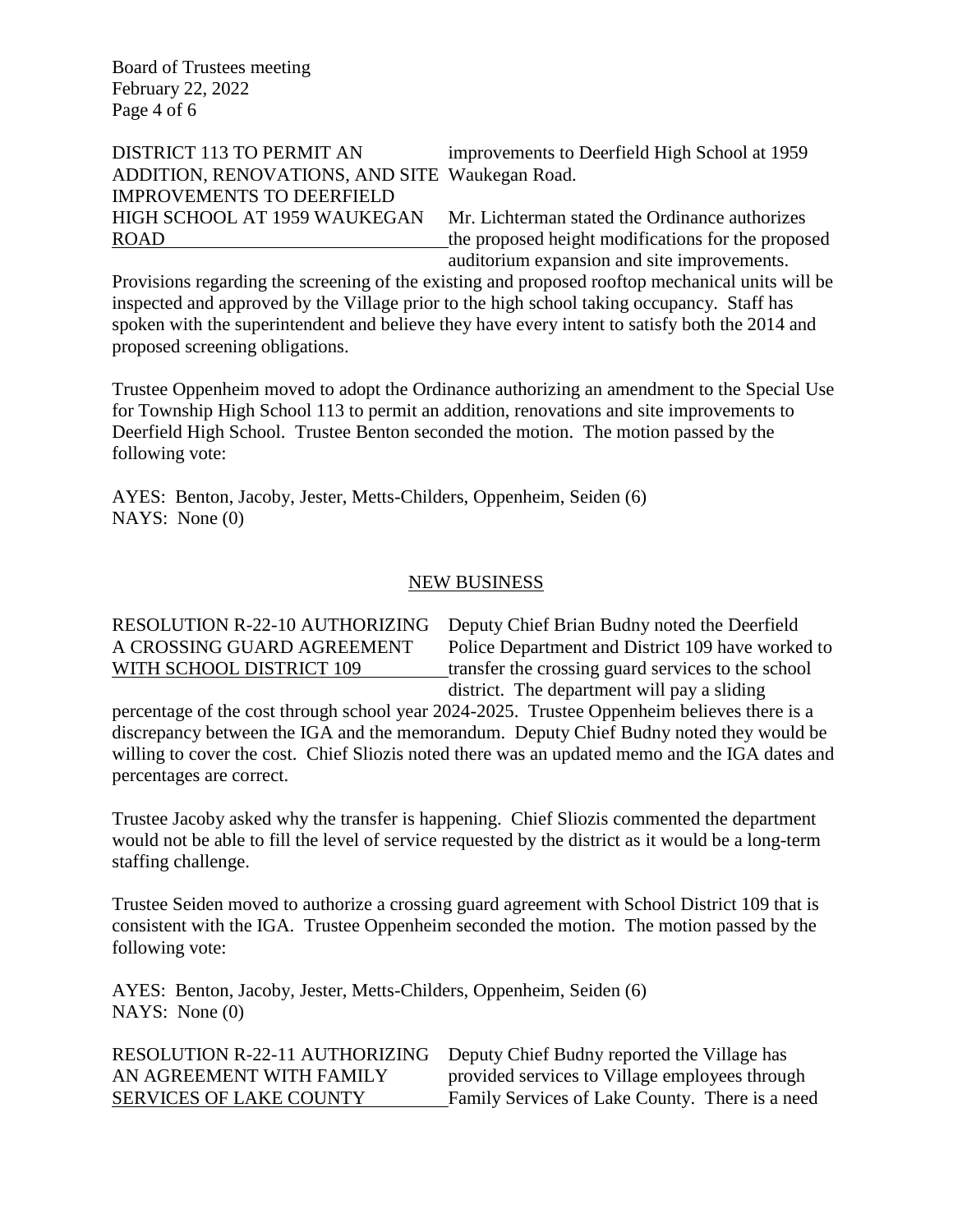DISTRICT 113 TO PERMIT AN ADDITION, RENOVATIONS, AND SITE IMPROVEMENTS TO DEERFIELD HIGH SCHOOL AT 1959 WAUKEGAN ROAD

improvements to Deerfield High School at 1959 Waukegan Road.

Mr. Lichterman stated the Ordinance authorizes the proposed height modifications for the proposed auditorium expansion and site improvements. Provisions regarding the screening of the existing and proposed rooftop mechanical units will be inspected and approved by the Village prior to the high school taking occupancy. Staff has spoken with the superintendent and believe they have every intent to satisfy both the 2014 and proposed screening obligations.

Trustee Oppenheim moved to adopt the Ordinance authorizing an amendment to the Special Use for Township High School 113 to permit an addition, renovations and site improvements to Deerfield High School. Trustee Benton seconded the motion. The motion passed by the following vote:

AYES: Benton, Jacoby, Jester, Metts-Childers, Oppenheim, Seiden (6)
NAYS: None (0)

## NEW BUSINESS

RESOLUTION R-22-10 AUTHORIZING A CROSSING GUARD AGREEMENT WITH SCHOOL DISTRICT 109

Deputy Chief Brian Budny noted the Deerfield Police Department and District 109 have worked to transfer the crossing guard services to the school district. The department will pay a sliding percentage of the cost through school year 2024-2025. Trustee Oppenheim believes there is a discrepancy between the IGA and the memorandum. Deputy Chief Budny noted they would be willing to cover the cost. Chief Sliozis noted there was an updated memo and the IGA dates and percentages are correct.

Trustee Jacoby asked why the transfer is happening. Chief Sliozis commented the department would not be able to fill the level of service requested by the district as it would be a long-term staffing challenge.

Trustee Seiden moved to authorize a crossing guard agreement with School District 109 that is consistent with the IGA. Trustee Oppenheim seconded the motion. The motion passed by the following vote:

AYES: Benton, Jacoby, Jester, Metts-Childers, Oppenheim, Seiden (6)
NAYS: None (0)

RESOLUTION R-22-11 AUTHORIZING AN AGREEMENT WITH FAMILY SERVICES OF LAKE COUNTY

Deputy Chief Budny reported the Village has provided services to Village employees through Family Services of Lake County. There is a need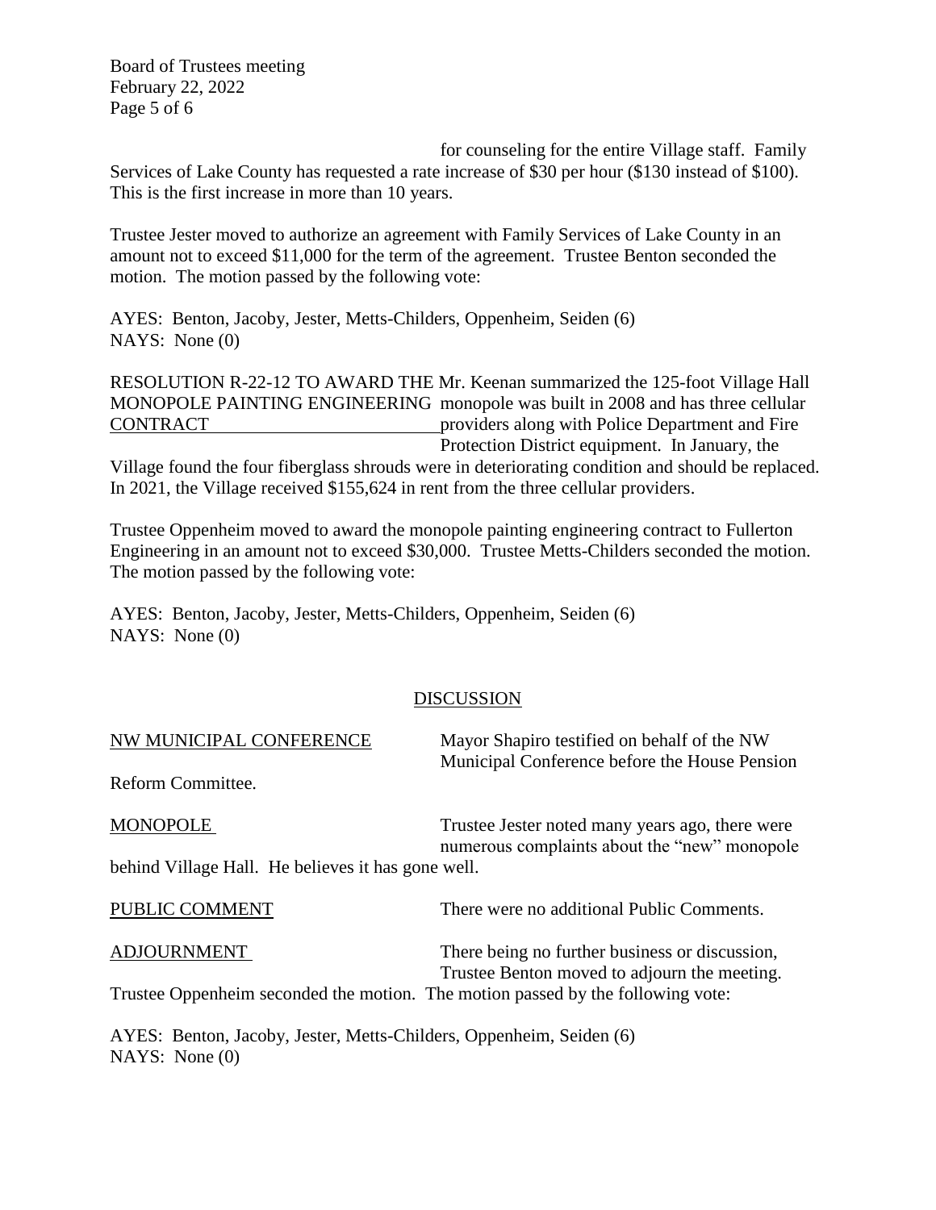for counseling for the entire Village staff. Family Services of Lake County has requested a rate increase of \$30 per hour (\$130 instead of \$100). This is the first increase in more than 10 years.

Trustee Jester moved to authorize an agreement with Family Services of Lake County in an amount not to exceed \$11,000 for the term of the agreement. Trustee Benton seconded the motion. The motion passed by the following vote:

AYES: Benton, Jacoby, Jester, Metts-Childers, Oppenheim, Seiden (6)
NAYS: None (0)

RESOLUTION R-22-12 TO AWARD THE MONOPOLE PAINTING ENGINEERING CONTRACT

Mr. Keenan summarized the 125-foot Village Hall monopole was built in 2008 and has three cellular providers along with Police Department and Fire Protection District equipment. In January, the Village found the four fiberglass shrouds were in deteriorating condition and should be replaced. In 2021, the Village received \$155,624 in rent from the three cellular providers.

Trustee Oppenheim moved to award the monopole painting engineering contract to Fullerton Engineering in an amount not to exceed \$30,000. Trustee Metts-Childers seconded the motion. The motion passed by the following vote:

AYES: Benton, Jacoby, Jester, Metts-Childers, Oppenheim, Seiden (6)
NAYS: None (0)

## DISCUSSION

NW MUNICIPAL CONFERENCE

Mayor Shapiro testified on behalf of the NW Municipal Conference before the House Pension Reform Committee.

MONOPOLE

Trustee Jester noted many years ago, there were numerous complaints about the "new" monopole behind Village Hall. He believes it has gone well.

PUBLIC COMMENT

There were no additional Public Comments.

ADJOURNMENT

There being no further business or discussion, Trustee Benton moved to adjourn the meeting. Trustee Oppenheim seconded the motion. The motion passed by the following vote:

AYES: Benton, Jacoby, Jester, Metts-Childers, Oppenheim, Seiden (6)
NAYS: None (0)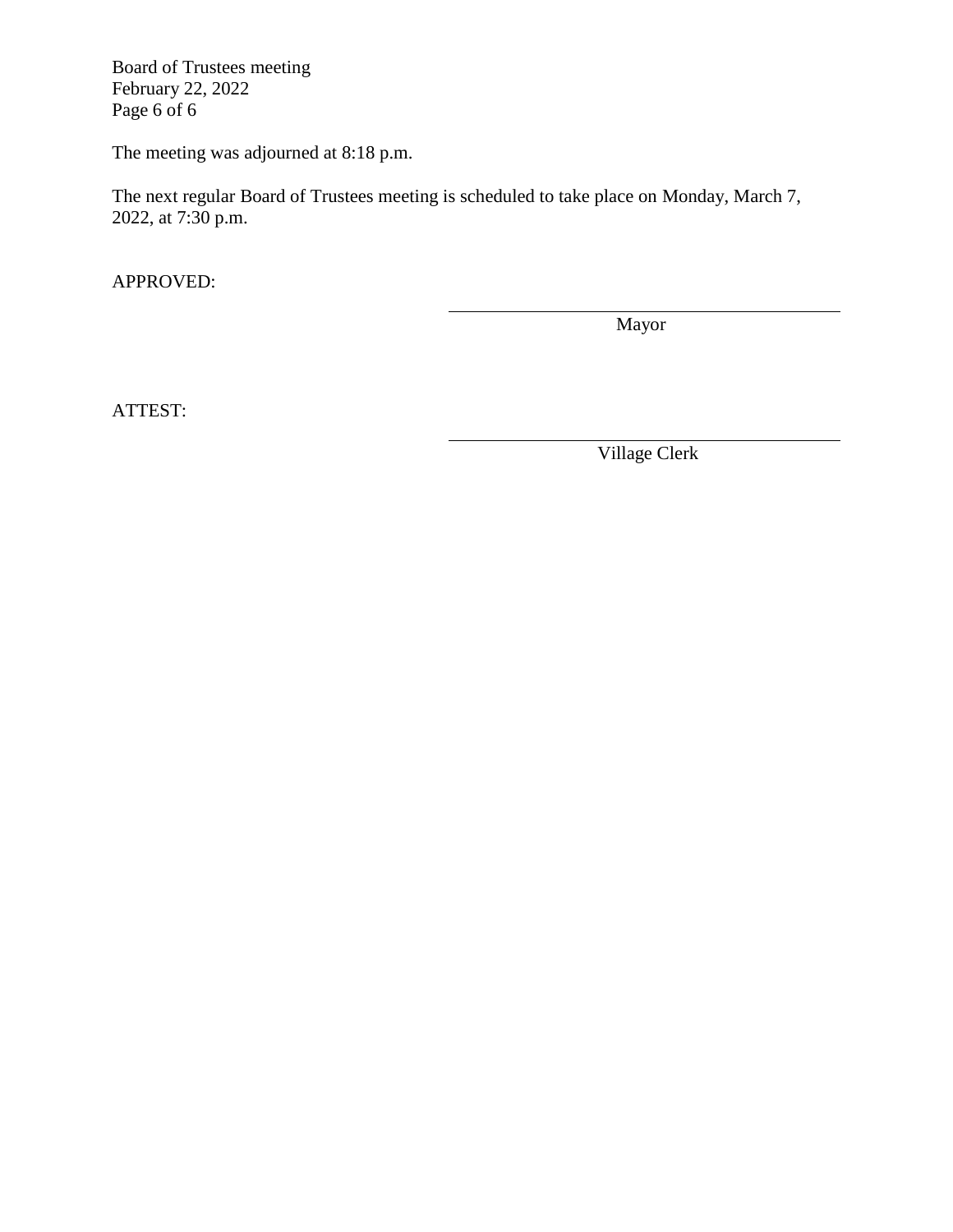The meeting was adjourned at 8:18 p.m.

The next regular Board of Trustees meeting is scheduled to take place on Monday, March 7, 2022, at 7:30 p.m.

APPROVED:

\_\_\_\_\_\_\_\_\_\_\_\_\_\_\_\_\_\_\_\_\_\_\_\_\_\_\_\_\_\_\_\_\_\_\_\_\_\_\_\_
Mayor

ATTEST:

\_\_\_\_\_\_\_\_\_\_\_\_\_\_\_\_\_\_\_\_\_\_\_\_\_\_\_\_\_\_\_\_\_\_\_\_\_\_\_\_
Village Clerk